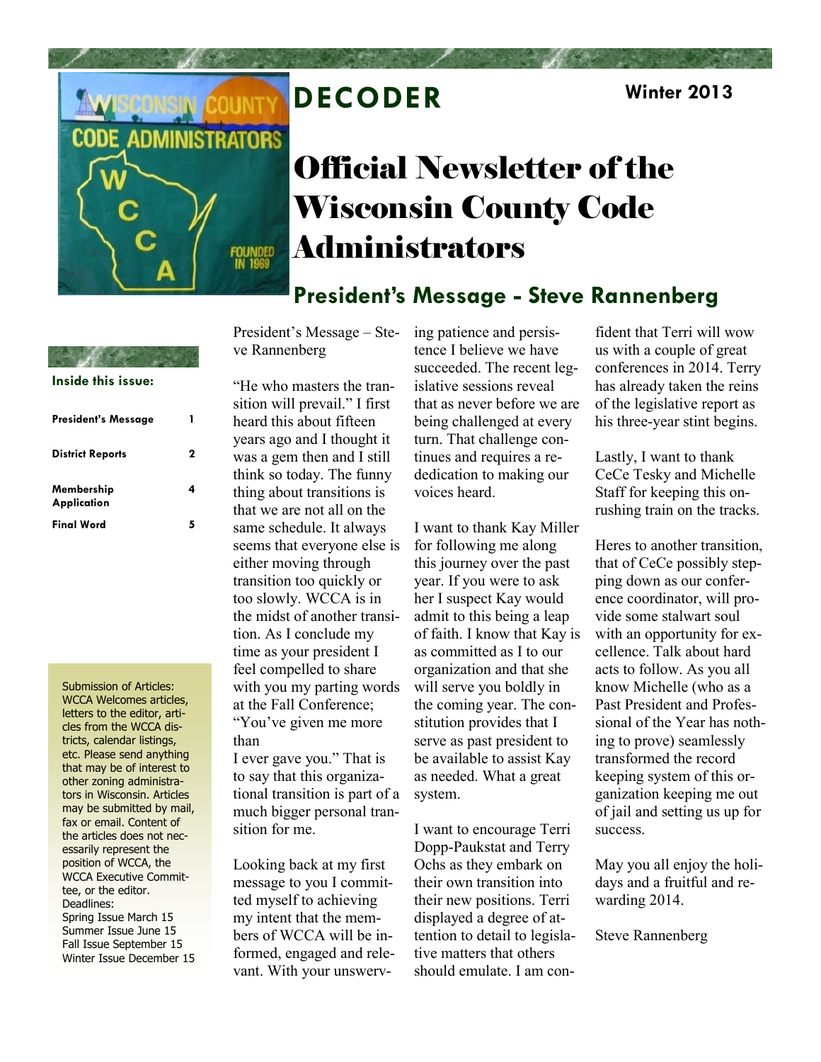# DECODER

Winter 2013

# Official Newsletter of the Wisconsin County Code Administrators

**Inside this issue:**

| | |
|---|---|
| **President's Message** | **1** |
| **District Reports** | **2** |
| **Membership Application** | **4** |
| **Final Word** | **5** |

Submission of Articles: WCCA Welcomes articles, letters to the editor, articles from the WCCA districts, calendar listings, etc. Please send anything that may be of interest to other zoning administrators in Wisconsin. Articles may be submitted by mail, fax or email. Content of the articles does not necessarily represent the position of WCCA, the WCCA Executive Committee, or the editor.

Deadlines:
Spring Issue March 15
Summer Issue June 15
Fall Issue September 15
Winter Issue December 15

## President's Message - Steve Rannenberg

President's Message – Steve Rannenberg

"He who masters the transition will prevail." I first heard this about fifteen years ago and I thought it was a gem then and I still think so today. The funny thing about transitions is that we are not all on the same schedule. It always seems that everyone else is either moving through transition too quickly or too slowly. WCCA is in the midst of another transition. As I conclude my time as your president I feel compelled to share with you my parting words at the Fall Conference; "You've given me more than
I ever gave you." That is to say that this organizational transition is part of a much bigger personal transition for me.

Looking back at my first message to you I committed myself to achieving my intent that the members of WCCA will be informed, engaged and relevant. With your unswerving patience and persistence I believe we have succeeded. The recent legislative sessions reveal that as never before we are being challenged at every turn. That challenge continues and requires a rededication to making our voices heard.

I want to thank Kay Miller for following me along this journey over the past year. If you were to ask her I suspect Kay would admit to this being a leap of faith. I know that Kay is as committed as I to our organization and that she will serve you boldly in the coming year. The constitution provides that I serve as past president to be available to assist Kay as needed. What a great system.

I want to encourage Terri Dopp-Paukstat and Terry Ochs as they embark on their own transition into their new positions. Terri displayed a degree of attention to detail to legislative matters that others should emulate. I am confident that Terri will wow us with a couple of great conferences in 2014. Terry has already taken the reins of the legislative report as his three-year stint begins.

Lastly, I want to thank CeCe Tesky and Michelle Staff for keeping this onrushing train on the tracks.

Heres to another transition, that of CeCe possibly stepping down as our conference coordinator, will provide some stalwart soul with an opportunity for excellence. Talk about hard acts to follow. As you all know Michelle (who as a Past President and Professional of the Year has nothing to prove) seamlessly transformed the record keeping system of this organization keeping me out of jail and setting us up for success.

May you all enjoy the holidays and a fruitful and rewarding 2014.

Steve Rannenberg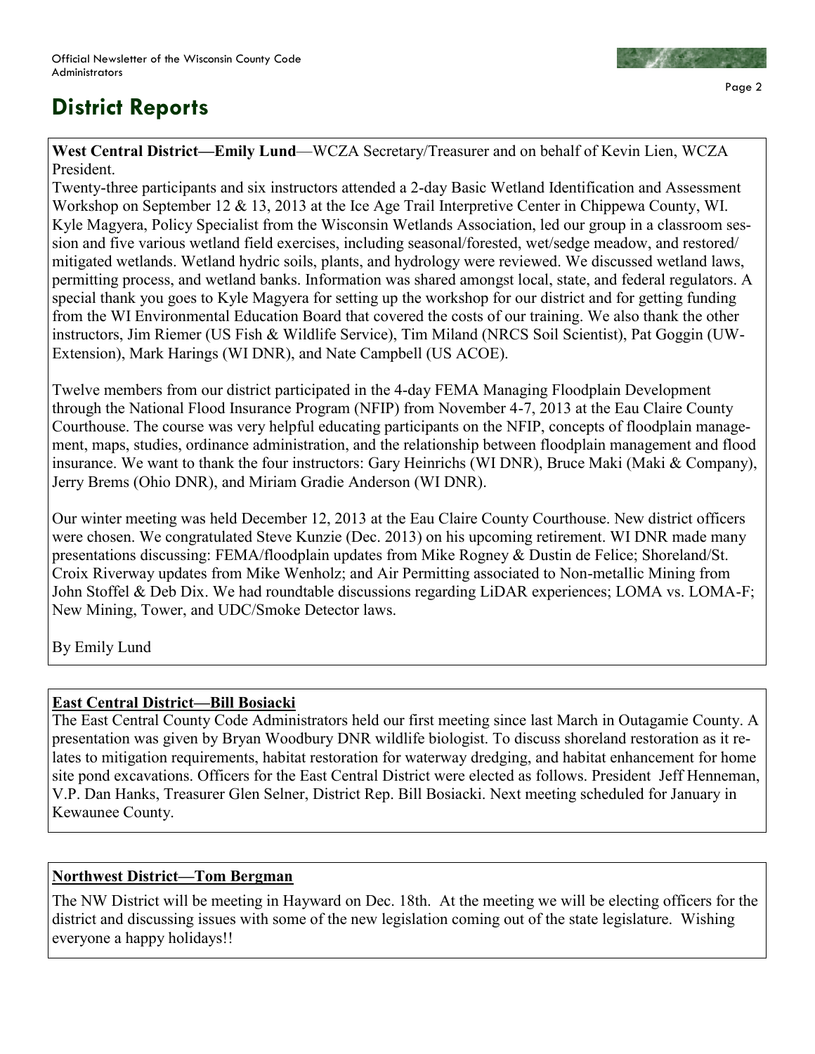# District Reports

**West Central District—Emily Lund**—WCZA Secretary/Treasurer and on behalf of Kevin Lien, WCZA President.

Twenty-three participants and six instructors attended a 2-day Basic Wetland Identification and Assessment Workshop on September 12 & 13, 2013 at the Ice Age Trail Interpretive Center in Chippewa County, WI. Kyle Magyera, Policy Specialist from the Wisconsin Wetlands Association, led our group in a classroom session and five various wetland field exercises, including seasonal/forested, wet/sedge meadow, and restored/mitigated wetlands. Wetland hydric soils, plants, and hydrology were reviewed. We discussed wetland laws, permitting process, and wetland banks. Information was shared amongst local, state, and federal regulators. A special thank you goes to Kyle Magyera for setting up the workshop for our district and for getting funding from the WI Environmental Education Board that covered the costs of our training. We also thank the other instructors, Jim Riemer (US Fish & Wildlife Service), Tim Miland (NRCS Soil Scientist), Pat Goggin (UW-Extension), Mark Harings (WI DNR), and Nate Campbell (US ACOE).

Twelve members from our district participated in the 4-day FEMA Managing Floodplain Development through the National Flood Insurance Program (NFIP) from November 4-7, 2013 at the Eau Claire County Courthouse. The course was very helpful educating participants on the NFIP, concepts of floodplain management, maps, studies, ordinance administration, and the relationship between floodplain management and flood insurance. We want to thank the four instructors: Gary Heinrichs (WI DNR), Bruce Maki (Maki & Company), Jerry Brems (Ohio DNR), and Miriam Gradie Anderson (WI DNR).

Our winter meeting was held December 12, 2013 at the Eau Claire County Courthouse. New district officers were chosen. We congratulated Steve Kunzie (Dec. 2013) on his upcoming retirement. WI DNR made many presentations discussing: FEMA/floodplain updates from Mike Rogney & Dustin de Felice; Shoreland/St. Croix Riverway updates from Mike Wenholz; and Air Permitting associated to Non-metallic Mining from John Stoffel & Deb Dix. We had roundtable discussions regarding LiDAR experiences; LOMA vs. LOMA-F; New Mining, Tower, and UDC/Smoke Detector laws.

By Emily Lund

**East Central District—Bill Bosiacki**

The East Central County Code Administrators held our first meeting since last March in Outagamie County. A presentation was given by Bryan Woodbury DNR wildlife biologist. To discuss shoreland restoration as it relates to mitigation requirements, habitat restoration for waterway dredging, and habitat enhancement for home site pond excavations. Officers for the East Central District were elected as follows. President Jeff Henneman, V.P. Dan Hanks, Treasurer Glen Selner, District Rep. Bill Bosiacki. Next meeting scheduled for January in Kewaunee County.

**Northwest District—Tom Bergman**

The NW District will be meeting in Hayward on Dec. 18th. At the meeting we will be electing officers for the district and discussing issues with some of the new legislation coming out of the state legislature. Wishing everyone a happy holidays!!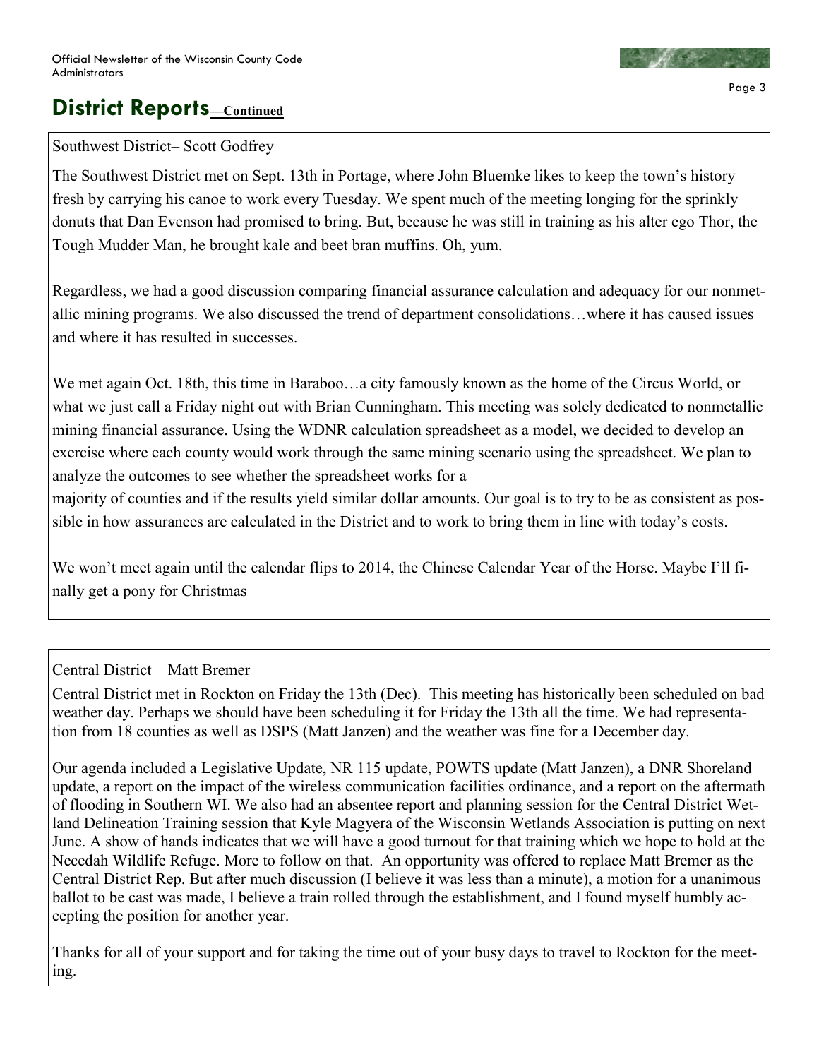## District Reports—Continued

Southwest District– Scott Godfrey

The Southwest District met on Sept. 13th in Portage, where John Bluemke likes to keep the town's history fresh by carrying his canoe to work every Tuesday. We spent much of the meeting longing for the sprinkly donuts that Dan Evenson had promised to bring. But, because he was still in training as his alter ego Thor, the Tough Mudder Man, he brought kale and beet bran muffins. Oh, yum.

Regardless, we had a good discussion comparing financial assurance calculation and adequacy for our nonmetallic mining programs. We also discussed the trend of department consolidations…where it has caused issues and where it has resulted in successes.

We met again Oct. 18th, this time in Baraboo…a city famously known as the home of the Circus World, or what we just call a Friday night out with Brian Cunningham. This meeting was solely dedicated to nonmetallic mining financial assurance. Using the WDNR calculation spreadsheet as a model, we decided to develop an exercise where each county would work through the same mining scenario using the spreadsheet. We plan to analyze the outcomes to see whether the spreadsheet works for a majority of counties and if the results yield similar dollar amounts. Our goal is to try to be as consistent as possible in how assurances are calculated in the District and to work to bring them in line with today's costs.

We won't meet again until the calendar flips to 2014, the Chinese Calendar Year of the Horse. Maybe I'll finally get a pony for Christmas

Central District—Matt Bremer

Central District met in Rockton on Friday the 13th (Dec). This meeting has historically been scheduled on bad weather day. Perhaps we should have been scheduling it for Friday the 13th all the time. We had representation from 18 counties as well as DSPS (Matt Janzen) and the weather was fine for a December day.

Our agenda included a Legislative Update, NR 115 update, POWTS update (Matt Janzen), a DNR Shoreland update, a report on the impact of the wireless communication facilities ordinance, and a report on the aftermath of flooding in Southern WI. We also had an absentee report and planning session for the Central District Wetland Delineation Training session that Kyle Magyera of the Wisconsin Wetlands Association is putting on next June. A show of hands indicates that we will have a good turnout for that training which we hope to hold at the Necedah Wildlife Refuge. More to follow on that. An opportunity was offered to replace Matt Bremer as the Central District Rep. But after much discussion (I believe it was less than a minute), a motion for a unanimous ballot to be cast was made, I believe a train rolled through the establishment, and I found myself humbly accepting the position for another year.

Thanks for all of your support and for taking the time out of your busy days to travel to Rockton for the meeting.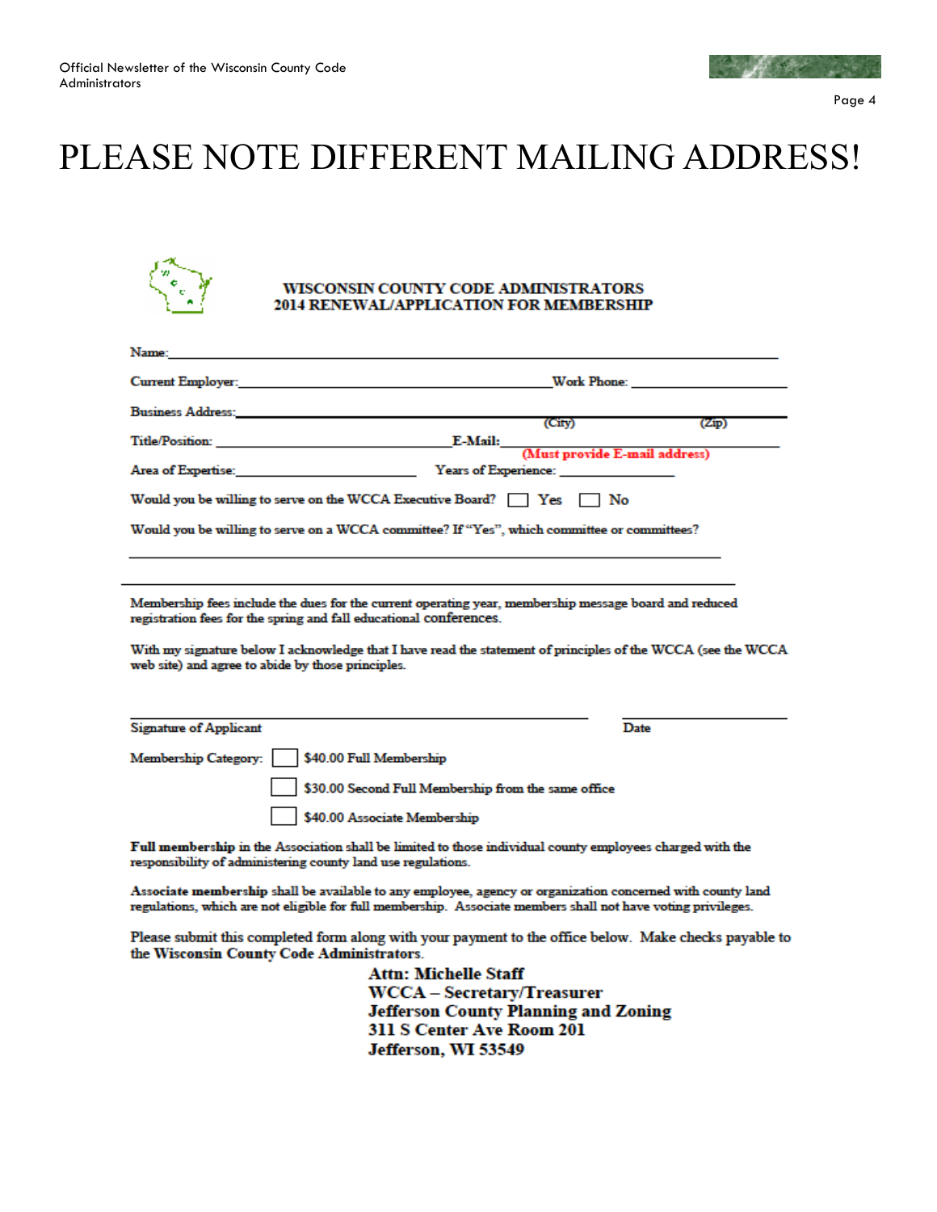# PLEASE NOTE DIFFERENT MAILING ADDRESS!

**WISCONSIN COUNTY CODE ADMINISTRATORS**
**2014 RENEWAL/APPLICATION FOR MEMBERSHIP**

Name: ____________________________________________

Current Employer: ______________________ Work Phone: ______________

Business Address: ______________________ (City) __________ (Zip) __________

Title/Position: ______________________ E-Mail: ______________________ **(Must provide E-mail address)**

Area of Expertise: ______________________ Years of Experience: ______________

Would you be willing to serve on the WCCA Executive Board? ☐ Yes ☐ No

Would you be willing to serve on a WCCA committee? If "Yes", which committee or committees?

____________________________________________

____________________________________________

Membership fees include the dues for the current operating year, membership message board and reduced registration fees for the spring and fall educational conferences.

With my signature below I acknowledge that I have read the statement of principles of the WCCA (see the WCCA web site) and agree to abide by those principles.

______________________________ ______________
Signature of Applicant Date

Membership Category: ☐ $40.00 Full Membership

☐ $30.00 Second Full Membership from the same office

☐ $40.00 Associate Membership

**Full membership** in the Association shall be limited to those individual county employees charged with the responsibility of administering county land use regulations.

**Associate membership** shall be available to any employee, agency or organization concerned with county land regulations, which are not eligible for full membership. Associate members shall not have voting privileges.

Please submit this completed form along with your payment to the office below. Make checks payable to the Wisconsin County Code Administrators.

**Attn: Michelle Staff**
**WCCA – Secretary/Treasurer**
**Jefferson County Planning and Zoning**
**311 S Center Ave Room 201**
**Jefferson, WI 53549**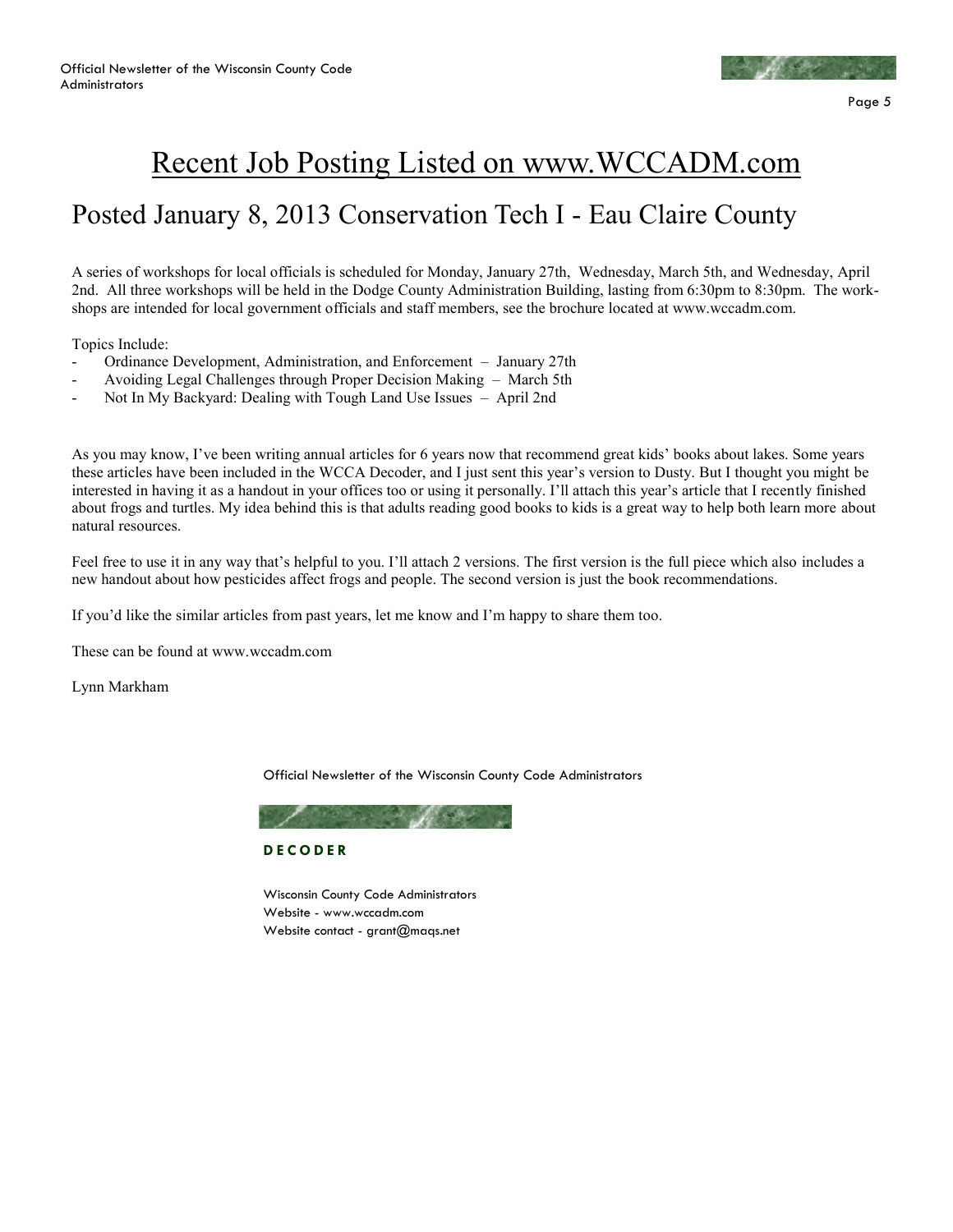# Recent Job Posting Listed on www.WCCADM.com

## Posted January 8, 2013 Conservation Tech I - Eau Claire County

A series of workshops for local officials is scheduled for Monday, January 27th, Wednesday, March 5th, and Wednesday, April 2nd. All three workshops will be held in the Dodge County Administration Building, lasting from 6:30pm to 8:30pm. The workshops are intended for local government officials and staff members, see the brochure located at www.wccadm.com.

Topics Include:

- Ordinance Development, Administration, and Enforcement – January 27th
- Avoiding Legal Challenges through Proper Decision Making – March 5th
- Not In My Backyard: Dealing with Tough Land Use Issues – April 2nd

As you may know, I've been writing annual articles for 6 years now that recommend great kids' books about lakes. Some years these articles have been included in the WCCA Decoder, and I just sent this year's version to Dusty. But I thought you might be interested in having it as a handout in your offices too or using it personally. I'll attach this year's article that I recently finished about frogs and turtles. My idea behind this is that adults reading good books to kids is a great way to help both learn more about natural resources.

Feel free to use it in any way that's helpful to you. I'll attach 2 versions. The first version is the full piece which also includes a new handout about how pesticides affect frogs and people. The second version is just the book recommendations.

If you'd like the similar articles from past years, let me know and I'm happy to share them too.

These can be found at www.wccadm.com

Lynn Markham

Official Newsletter of the Wisconsin County Code Administrators

**DECODER**

Wisconsin County Code Administrators
Website - www.wccadm.com
Website contact - grant@maqs.net